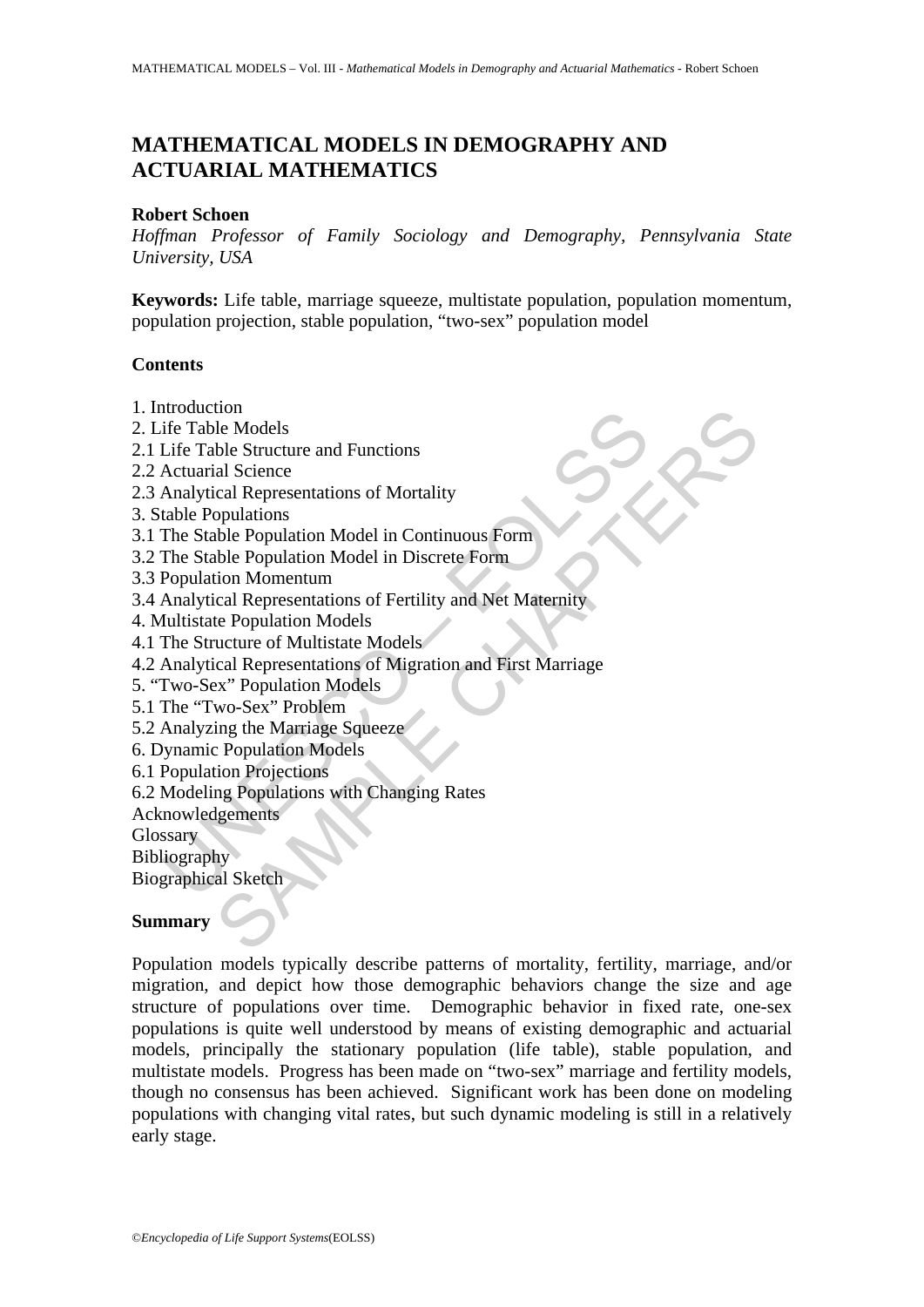# MATHEMATICAL MODELS IN DEMOGRAPHY AND ACTUARIAL MATHEMATICS

**Robert Schoen**

*Hoffman Professor of Family Sociology and Demography, Pennsylvania State University, USA*

**Keywords:** Life table, marriage squeeze, multistate population, population momentum, population projection, stable population, "two-sex" population model

**Contents**

1. Introduction
2. Life Table Models
2.1 Life Table Structure and Functions
2.2 Actuarial Science
2.3 Analytical Representations of Mortality
3. Stable Populations
3.1 The Stable Population Model in Continuous Form
3.2 The Stable Population Model in Discrete Form
3.3 Population Momentum
3.4 Analytical Representations of Fertility and Net Maternity
4. Multistate Population Models
4.1 The Structure of Multistate Models
4.2 Analytical Representations of Migration and First Marriage
5. "Two-Sex" Population Models
5.1 The "Two-Sex" Problem
5.2 Analyzing the Marriage Squeeze
6. Dynamic Population Models
6.1 Population Projections
6.2 Modeling Populations with Changing Rates

Acknowledgements
Glossary
Bibliography
Biographical Sketch

**Summary**

Population models typically describe patterns of mortality, fertility, marriage, and/or migration, and depict how those demographic behaviors change the size and age structure of populations over time. Demographic behavior in fixed rate, one-sex populations is quite well understood by means of existing demographic and actuarial models, principally the stationary population (life table), stable population, and multistate models. Progress has been made on "two-sex" marriage and fertility models, though no consensus has been achieved. Significant work has been done on modeling populations with changing vital rates, but such dynamic modeling is still in a relatively early stage.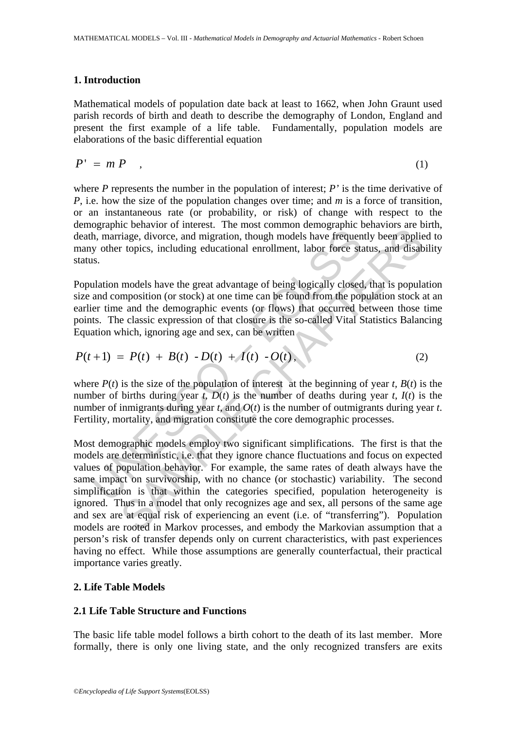## 1. Introduction

Mathematical models of population date back at least to 1662, when John Graunt used parish records of birth and death to describe the demography of London, England and present the first example of a life table. Fundamentally, population models are elaborations of the basic differential equation

$$P' = m\,P \quad , \tag{1}$$

where $P$ represents the number in the population of interest; $P'$ is the time derivative of $P$, i.e. how the size of the population changes over time; and $m$ is a force of transition, or an instantaneous rate (or probability, or risk) of change with respect to the demographic behavior of interest. The most common demographic behaviors are birth, death, marriage, divorce, and migration, though models have frequently been applied to many other topics, including educational enrollment, labor force status, and disability status.

Population models have the great advantage of being logically closed, that is population size and composition (or stock) at one time can be found from the population stock at an earlier time and the demographic events (or flows) that occurred between those time points. The classic expression of that closure is the so-called Vital Statistics Balancing Equation which, ignoring age and sex, can be written

$$P(t+1) = P(t) + B(t) - D(t) + I(t) - O(t), \tag{2}$$

where $P(t)$ is the size of the population of interest at the beginning of year $t$, $B(t)$ is the number of births during year $t$, $D(t)$ is the number of deaths during year $t$, $I(t)$ is the number of inmigrants during year $t$, and $O(t)$ is the number of outmigrants during year $t$. Fertility, mortality, and migration constitute the core demographic processes.

Most demographic models employ two significant simplifications. The first is that the models are deterministic, i.e. that they ignore chance fluctuations and focus on expected values of population behavior. For example, the same rates of death always have the same impact on survivorship, with no chance (or stochastic) variability. The second simplification is that within the categories specified, population heterogeneity is ignored. Thus in a model that only recognizes age and sex, all persons of the same age and sex are at equal risk of experiencing an event (i.e. of "transferring"). Population models are rooted in Markov processes, and embody the Markovian assumption that a person's risk of transfer depends only on current characteristics, with past experiences having no effect. While those assumptions are generally counterfactual, their practical importance varies greatly.

## 2. Life Table Models

### 2.1 Life Table Structure and Functions

The basic life table model follows a birth cohort to the death of its last member. More formally, there is only one living state, and the only recognized transfers are exits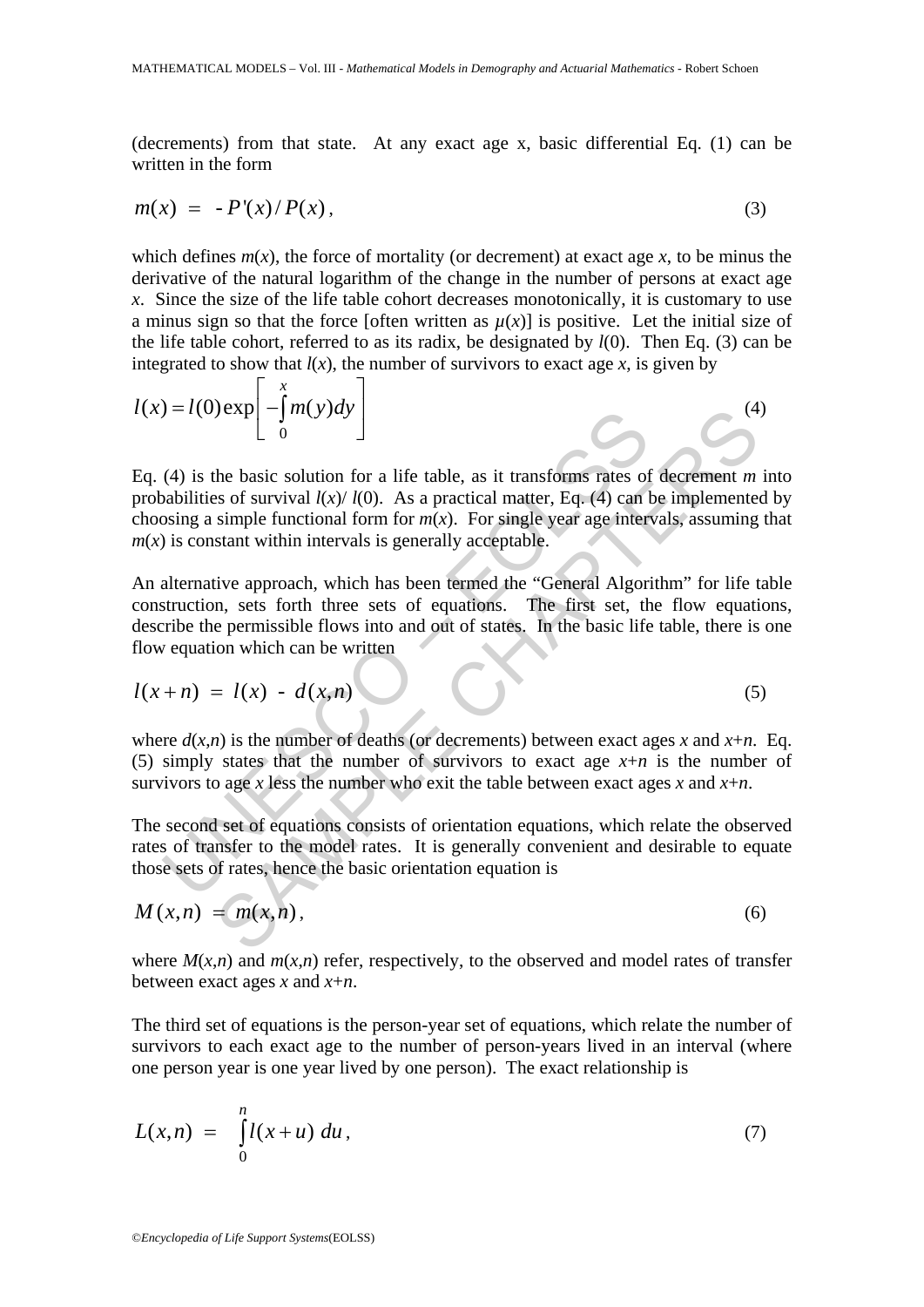(decrements) from that state. At any exact age x, basic differential Eq. (1) can be written in the form

$$m(x) \ = \ -P'(x)/P(x)\,, \tag{3}$$

which defines $m(x)$, the force of mortality (or decrement) at exact age $x$, to be minus the derivative of the natural logarithm of the change in the number of persons at exact age $x$. Since the size of the life table cohort decreases monotonically, it is customary to use a minus sign so that the force [often written as $\mu(x)$] is positive. Let the initial size of the life table cohort, referred to as its radix, be designated by $l(0)$. Then Eq. (3) can be integrated to show that $l(x)$, the number of survivors to exact age $x$, is given by

$$l(x) = l(0)\exp\left[-\int_0^x m(y)dy\right] \tag{4}$$

Eq. (4) is the basic solution for a life table, as it transforms rates of decrement $m$ into probabilities of survival $l(x)/\,l(0)$. As a practical matter, Eq. (4) can be implemented by choosing a simple functional form for $m(x)$. For single year age intervals, assuming that $m(x)$ is constant within intervals is generally acceptable.

An alternative approach, which has been termed the "General Algorithm" for life table construction, sets forth three sets of equations. The first set, the flow equations, describe the permissible flows into and out of states. In the basic life table, there is one flow equation which can be written

$$l(x+n) \ = \ l(x) \ - \ d(x,n) \tag{5}$$

where $d(x,n)$ is the number of deaths (or decrements) between exact ages $x$ and $x+n$. Eq. (5) simply states that the number of survivors to exact age $x+n$ is the number of survivors to age $x$ less the number who exit the table between exact ages $x$ and $x+n$.

The second set of equations consists of orientation equations, which relate the observed rates of transfer to the model rates. It is generally convenient and desirable to equate those sets of rates, hence the basic orientation equation is

$$M(x,n) \ = \ m(x,n)\,, \tag{6}$$

where $M(x,n)$ and $m(x,n)$ refer, respectively, to the observed and model rates of transfer between exact ages $x$ and $x+n$.

The third set of equations is the person-year set of equations, which relate the number of survivors to each exact age to the number of person-years lived in an interval (where one person year is one year lived by one person). The exact relationship is

$$L(x,n) \ = \ \int_0^n l(x+u)\; du\,, \tag{7}$$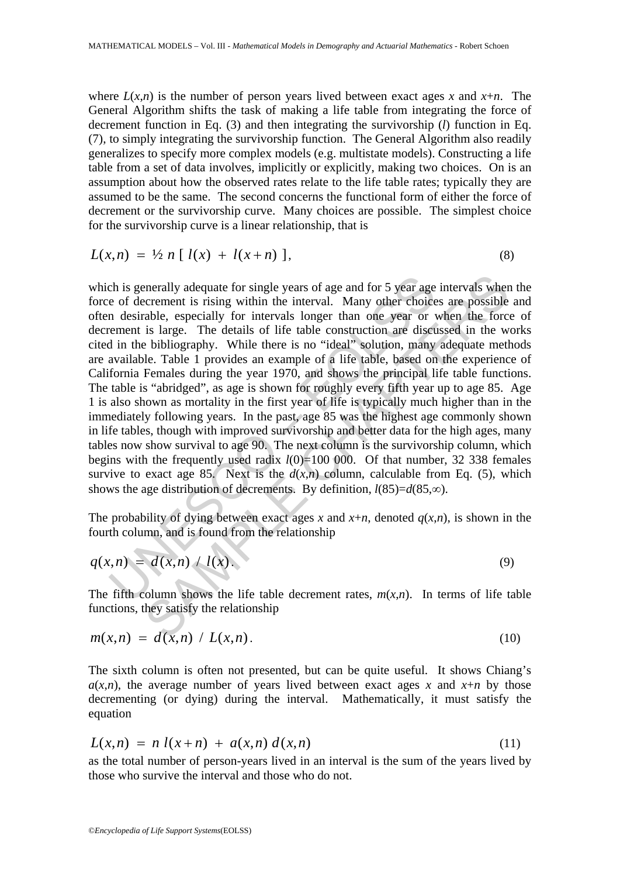where $L(x,n)$ is the number of person years lived between exact ages $x$ and $x+n$. The General Algorithm shifts the task of making a life table from integrating the force of decrement function in Eq. (3) and then integrating the survivorship ($l$) function in Eq. (7), to simply integrating the survivorship function. The General Algorithm also readily generalizes to specify more complex models (e.g. multistate models). Constructing a life table from a set of data involves, implicitly or explicitly, making two choices. On is an assumption about how the observed rates relate to the life table rates; typically they are assumed to be the same. The second concerns the functional form of either the force of decrement or the survivorship curve. Many choices are possible. The simplest choice for the survivorship curve is a linear relationship, that is

$$L(x,n) = \tfrac{1}{2}\, n\, [\, l(x) + l(x+n)\, ], \tag{8}$$

which is generally adequate for single years of age and for 5 year age intervals when the force of decrement is rising within the interval. Many other choices are possible and often desirable, especially for intervals longer than one year or when the force of decrement is large. The details of life table construction are discussed in the works cited in the bibliography. While there is no "ideal" solution, many adequate methods are available. Table 1 provides an example of a life table, based on the experience of California Females during the year 1970, and shows the principal life table functions. The table is "abridged", as age is shown for roughly every fifth year up to age 85. Age 1 is also shown as mortality in the first year of life is typically much higher than in the immediately following years. In the past, age 85 was the highest age commonly shown in life tables, though with improved survivorship and better data for the high ages, many tables now show survival to age 90. The next column is the survivorship column, which begins with the frequently used radix $l(0)$=100 000. Of that number, 32 338 females survive to exact age 85. Next is the $d(x,n)$ column, calculable from Eq. (5), which shows the age distribution of decrements. By definition, $l(85)=d(85,\infty)$.

The probability of dying between exact ages $x$ and $x+n$, denoted $q(x,n)$, is shown in the fourth column, and is found from the relationship

$$q(x,n) = d(x,n) \;/\; l(x). \tag{9}$$

The fifth column shows the life table decrement rates, $m(x,n)$. In terms of life table functions, they satisfy the relationship

$$m(x,n) = d(x,n) \;/\; L(x,n). \tag{10}$$

The sixth column is often not presented, but can be quite useful. It shows Chiang's $a(x,n)$, the average number of years lived between exact ages $x$ and $x+n$ by those decrementing (or dying) during the interval. Mathematically, it must satisfy the equation

$$L(x,n) = n\, l(x+n) + a(x,n)\, d(x,n) \tag{11}$$

as the total number of person-years lived in an interval is the sum of the years lived by those who survive the interval and those who do not.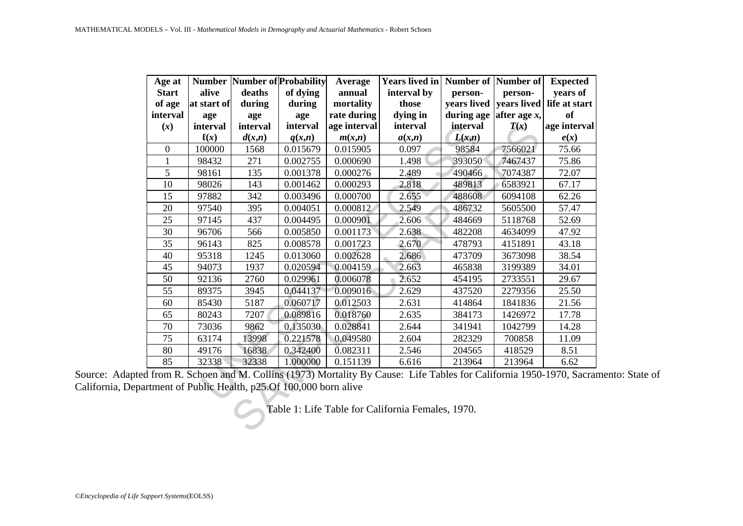| Age at Start of age interval ($x$) | Number alive at start of age interval $\ell(x)$ | Number of deaths during age interval $d(x,n)$ | Probability of dying during age interval $q(x,n)$ | Average annual mortality rate during age interval $m(x,n)$ | Years lived in interval by those dying in interval $a(x,n)$ | Number of person-years lived during age interval $L(x,n)$ | Number of person-years lived after age $x$, $T(x)$ | Expected years of life at start of age interval $e(x)$ |
|---|---|---|---|---|---|---|---|---|
| 0 | 100000 | 1568 | 0.015679 | 0.015905 | 0.097 | 98584 | 7566021 | 75.66 |
| 1 | 98432 | 271 | 0.002755 | 0.000690 | 1.498 | 393050 | 7467437 | 75.86 |
| 5 | 98161 | 135 | 0.001378 | 0.000276 | 2.489 | 490466 | 7074387 | 72.07 |
| 10 | 98026 | 143 | 0.001462 | 0.000293 | 2.818 | 489813 | 6583921 | 67.17 |
| 15 | 97882 | 342 | 0.003496 | 0.000700 | 2.655 | 488608 | 6094108 | 62.26 |
| 20 | 97540 | 395 | 0.004051 | 0.000812 | 2.549 | 486732 | 5605500 | 57.47 |
| 25 | 97145 | 437 | 0.004495 | 0.000901 | 2.606 | 484669 | 5118768 | 52.69 |
| 30 | 96706 | 566 | 0.005850 | 0.001173 | 2.638 | 482208 | 4634099 | 47.92 |
| 35 | 96143 | 825 | 0.008578 | 0.001723 | 2.670 | 478793 | 4151891 | 43.18 |
| 40 | 95318 | 1245 | 0.013060 | 0.002628 | 2.686 | 473709 | 3673098 | 38.54 |
| 45 | 94073 | 1937 | 0.020594 | 0.004159 | 2.663 | 465838 | 3199389 | 34.01 |
| 50 | 92136 | 2760 | 0.029961 | 0.006078 | 2.652 | 454195 | 2733551 | 29.67 |
| 55 | 89375 | 3945 | 0.044137 | 0.009016 | 2.629 | 437520 | 2279356 | 25.50 |
| 60 | 85430 | 5187 | 0.060717 | 0.012503 | 2.631 | 414864 | 1841836 | 21.56 |
| 65 | 80243 | 7207 | 0.089816 | 0.018760 | 2.635 | 384173 | 1426972 | 17.78 |
| 70 | 73036 | 9862 | 0.135030 | 0.028841 | 2.644 | 341941 | 1042799 | 14.28 |
| 75 | 63174 | 13998 | 0.221578 | 0.049580 | 2.604 | 282329 | 700858 | 11.09 |
| 80 | 49176 | 16838 | 0.342400 | 0.082311 | 2.546 | 204565 | 418529 | 8.51 |
| 85 | 32338 | 32338 | 1.000000 | 0.151139 | 6.616 | 213964 | 213964 | 6.62 |

Source: Adapted from R. Schoen and M. Collins (1973) Mortality By Cause: Life Tables for California 1950-1970, Sacramento: State of California, Department of Public Health, p25.Of 100,000 born alive

Table 1: Life Table for California Females, 1970.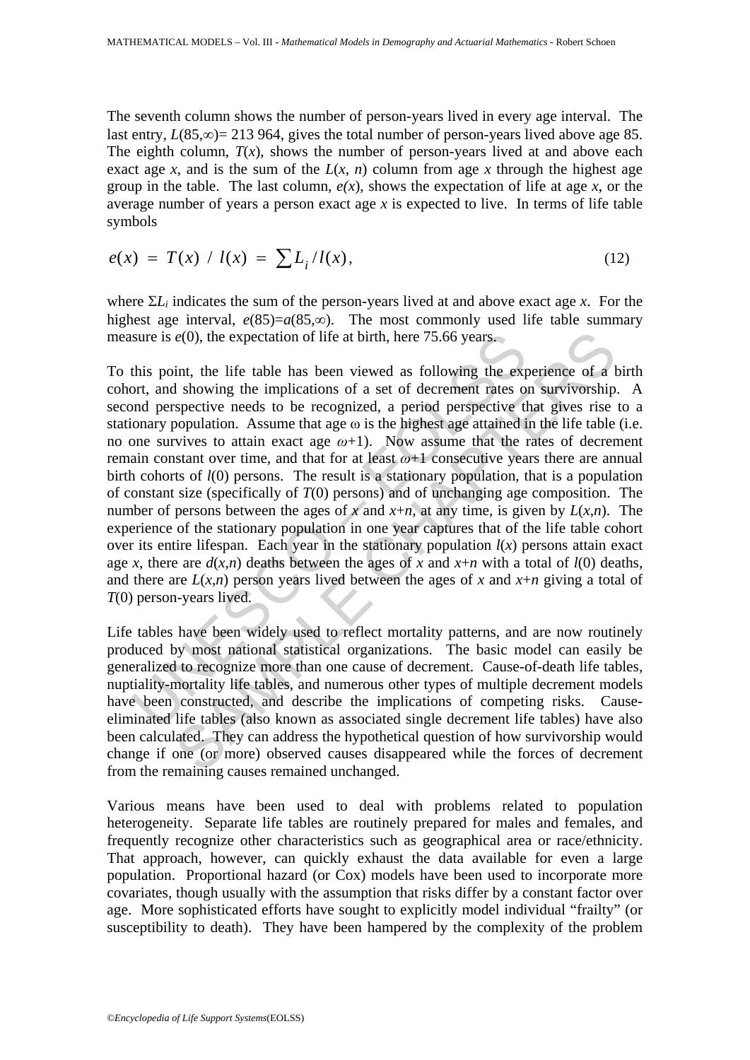The seventh column shows the number of person-years lived in every age interval. The last entry, $L(85,\infty)$= 213 964, gives the total number of person-years lived above age 85. The eighth column, $T(x)$, shows the number of person-years lived at and above each exact age $x$, and is the sum of the $L(x, n)$ column from age $x$ through the highest age group in the table. The last column, $e(x)$, shows the expectation of life at age $x$, or the average number of years a person exact age $x$ is expected to live. In terms of life table symbols

$$e(x) = T(x) / l(x) = \sum L_i / l(x), \tag{12}$$

where $\Sigma L_i$ indicates the sum of the person-years lived at and above exact age $x$. For the highest age interval, $e(85)=a(85,\infty)$. The most commonly used life table summary measure is $e(0)$, the expectation of life at birth, here 75.66 years.

To this point, the life table has been viewed as following the experience of a birth cohort, and showing the implications of a set of decrement rates on survivorship. A second perspective needs to be recognized, a period perspective that gives rise to a stationary population. Assume that age $\omega$ is the highest age attained in the life table (i.e. no one survives to attain exact age $\omega+1$). Now assume that the rates of decrement remain constant over time, and that for at least $\omega+1$ consecutive years there are annual birth cohorts of $l(0)$ persons. The result is a stationary population, that is a population of constant size (specifically of $T(0)$ persons) and of unchanging age composition. The number of persons between the ages of $x$ and $x+n$, at any time, is given by $L(x,n)$. The experience of the stationary population in one year captures that of the life table cohort over its entire lifespan. Each year in the stationary population $l(x)$ persons attain exact age $x$, there are $d(x,n)$ deaths between the ages of $x$ and $x+n$ with a total of $l(0)$ deaths, and there are $L(x,n)$ person years lived between the ages of $x$ and $x+n$ giving a total of $T(0)$ person-years lived.

Life tables have been widely used to reflect mortality patterns, and are now routinely produced by most national statistical organizations. The basic model can easily be generalized to recognize more than one cause of decrement. Cause-of-death life tables, nuptiality-mortality life tables, and numerous other types of multiple decrement models have been constructed, and describe the implications of competing risks. Cause-eliminated life tables (also known as associated single decrement life tables) have also been calculated. They can address the hypothetical question of how survivorship would change if one (or more) observed causes disappeared while the forces of decrement from the remaining causes remained unchanged.

Various means have been used to deal with problems related to population heterogeneity. Separate life tables are routinely prepared for males and females, and frequently recognize other characteristics such as geographical area or race/ethnicity. That approach, however, can quickly exhaust the data available for even a large population. Proportional hazard (or Cox) models have been used to incorporate more covariates, though usually with the assumption that risks differ by a constant factor over age. More sophisticated efforts have sought to explicitly model individual "frailty" (or susceptibility to death). They have been hampered by the complexity of the problem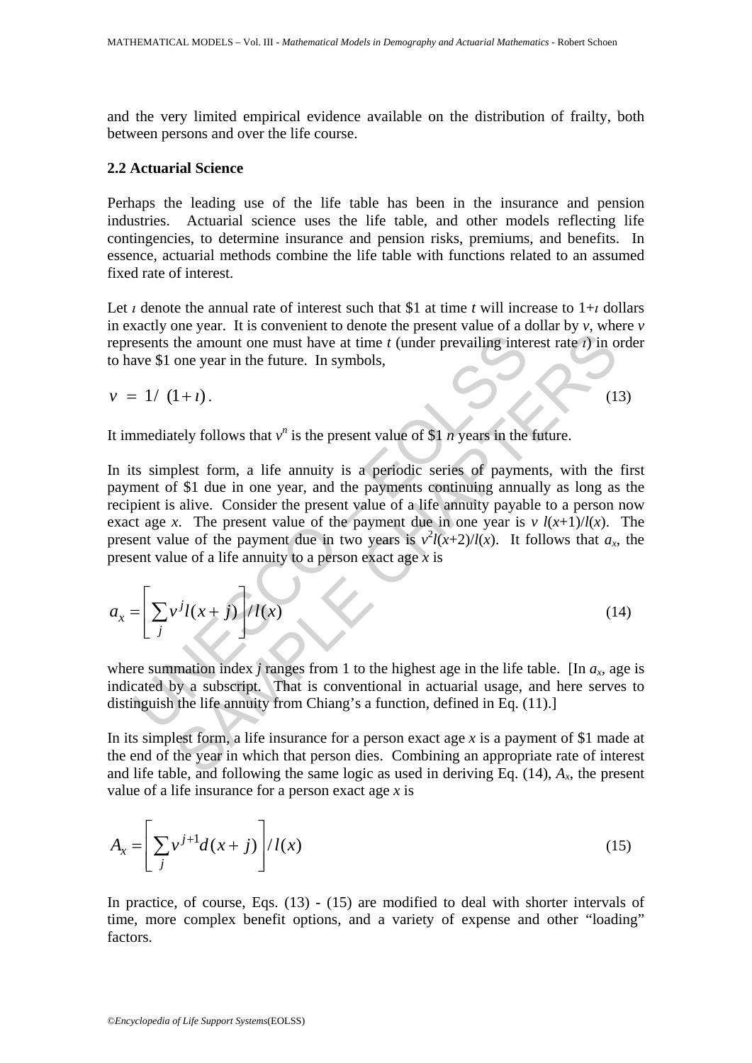and the very limited empirical evidence available on the distribution of frailty, both between persons and over the life course.

### 2.2 Actuarial Science

Perhaps the leading use of the life table has been in the insurance and pension industries. Actuarial science uses the life table, and other models reflecting life contingencies, to determine insurance and pension risks, premiums, and benefits. In essence, actuarial methods combine the life table with functions related to an assumed fixed rate of interest.

Let $\imath$ denote the annual rate of interest such that \$1 at time $t$ will increase to $1+\imath$ dollars in exactly one year. It is convenient to denote the present value of a dollar by $v$, where $v$ represents the amount one must have at time $t$ (under prevailing interest rate $\imath$) in order to have \$1 one year in the future. In symbols,

$$v = 1/\ (1+\imath)\,. \tag{13}$$

It immediately follows that $v^n$ is the present value of \$1 $n$ years in the future.

In its simplest form, a life annuity is a periodic series of payments, with the first payment of \$1 due in one year, and the payments continuing annually as long as the recipient is alive. Consider the present value of a life annuity payable to a person now exact age $x$. The present value of the payment due in one year is $v\ l(x+1)/l(x)$. The present value of the payment due in two years is $v^2 l(x+2)/l(x)$. It follows that $a_x$, the present value of a life annuity to a person exact age $x$ is

$$a_x = \left[\sum_j v^j l(x+j)\right] / l(x) \tag{14}$$

where summation index $j$ ranges from 1 to the highest age in the life table. [In $a_x$, age is indicated by a subscript. That is conventional in actuarial usage, and here serves to distinguish the life annuity from Chiang's a function, defined in Eq. (11).]

In its simplest form, a life insurance for a person exact age $x$ is a payment of \$1 made at the end of the year in which that person dies. Combining an appropriate rate of interest and life table, and following the same logic as used in deriving Eq. (14), $A_x$, the present value of a life insurance for a person exact age $x$ is

$$A_x = \left[\sum_j v^{j+1} d(x+j)\right] / l(x) \tag{15}$$

In practice, of course, Eqs. (13) - (15) are modified to deal with shorter intervals of time, more complex benefit options, and a variety of expense and other "loading" factors.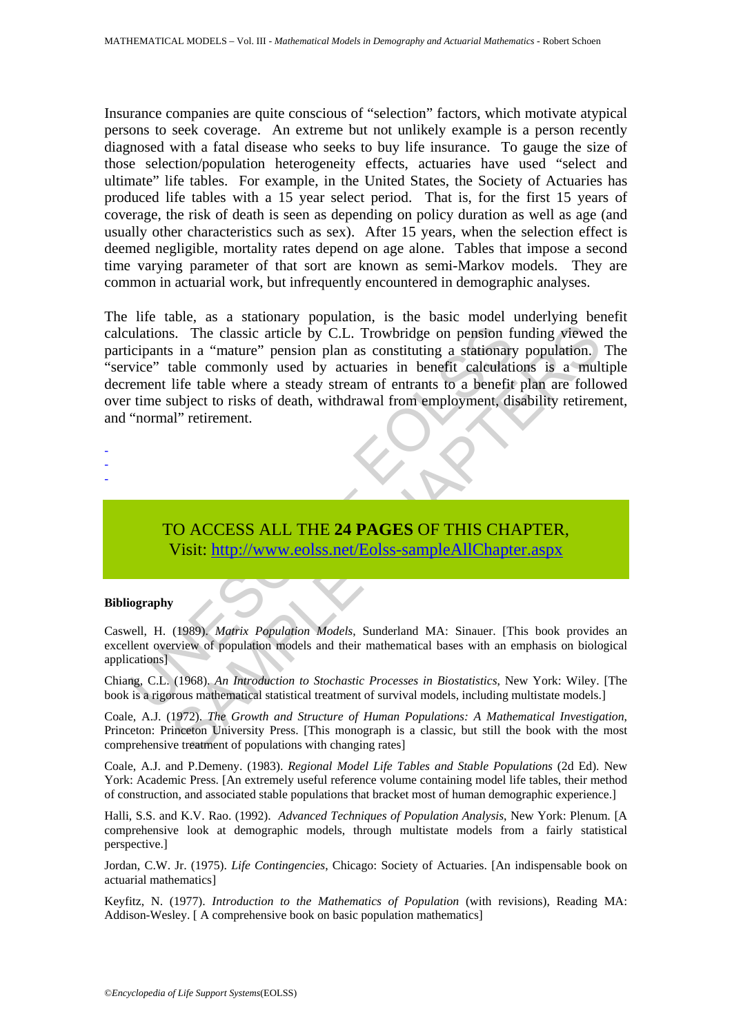Insurance companies are quite conscious of "selection" factors, which motivate atypical persons to seek coverage. An extreme but not unlikely example is a person recently diagnosed with a fatal disease who seeks to buy life insurance. To gauge the size of those selection/population heterogeneity effects, actuaries have used "select and ultimate" life tables. For example, in the United States, the Society of Actuaries has produced life tables with a 15 year select period. That is, for the first 15 years of coverage, the risk of death is seen as depending on policy duration as well as age (and usually other characteristics such as sex). After 15 years, when the selection effect is deemed negligible, mortality rates depend on age alone. Tables that impose a second time varying parameter of that sort are known as semi-Markov models. They are common in actuarial work, but infrequently encountered in demographic analyses.

The life table, as a stationary population, is the basic model underlying benefit calculations. The classic article by C.L. Trowbridge on pension funding viewed the participants in a "mature" pension plan as constituting a stationary population. The "service" table commonly used by actuaries in benefit calculations is a multiple decrement life table where a steady stream of entrants to a benefit plan are followed over time subject to risks of death, withdrawal from employment, disability retirement, and "normal" retirement.

-
-
-

TO ACCESS ALL THE **24 PAGES** OF THIS CHAPTER,
Visit: http://www.eolss.net/Eolss-sampleAllChapter.aspx

**Bibliography**

Caswell, H. (1989). *Matrix Population Models*, Sunderland MA: Sinauer. [This book provides an excellent overview of population models and their mathematical bases with an emphasis on biological applications]

Chiang, C.L. (1968). *An Introduction to Stochastic Processes in Biostatistics*, New York: Wiley. [The book is a rigorous mathematical statistical treatment of survival models, including multistate models.]

Coale, A.J. (1972). *The Growth and Structure of Human Populations: A Mathematical Investigation*, Princeton: Princeton University Press. [This monograph is a classic, but still the book with the most comprehensive treatment of populations with changing rates]

Coale, A.J. and P.Demeny. (1983). *Regional Model Life Tables and Stable Populations* (2d Ed). New York: Academic Press. [An extremely useful reference volume containing model life tables, their method of construction, and associated stable populations that bracket most of human demographic experience.]

Halli, S.S. and K.V. Rao. (1992). *Advanced Techniques of Population Analysis*, New York: Plenum. [A comprehensive look at demographic models, through multistate models from a fairly statistical perspective.]

Jordan, C.W. Jr. (1975). *Life Contingencies*, Chicago: Society of Actuaries. [An indispensable book on actuarial mathematics]

Keyfitz, N. (1977). *Introduction to the Mathematics of Population* (with revisions), Reading MA: Addison-Wesley. [ A comprehensive book on basic population mathematics]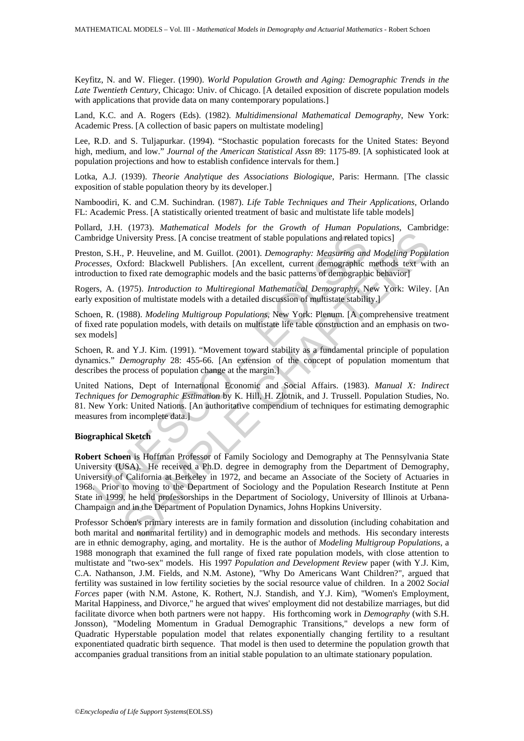Keyfitz, N. and W. Flieger. (1990). *World Population Growth and Aging: Demographic Trends in the Late Twentieth Century*, Chicago: Univ. of Chicago. [A detailed exposition of discrete population models with applications that provide data on many contemporary populations.]

Land, K.C. and A. Rogers (Eds). (1982). *Multidimensional Mathematical Demography*, New York: Academic Press. [A collection of basic papers on multistate modeling]

Lee, R.D. and S. Tuljapurkar. (1994). "Stochastic population forecasts for the United States: Beyond high, medium, and low." *Journal of the American Statistical Assn* 89: 1175-89. [A sophisticated look at population projections and how to establish confidence intervals for them.]

Lotka, A.J. (1939). *Theorie Analytique des Associations Biologique*, Paris: Hermann. [The classic exposition of stable population theory by its developer.]

Namboodiri, K. and C.M. Suchindran. (1987). *Life Table Techniques and Their Applications*, Orlando FL: Academic Press. [A statistically oriented treatment of basic and multistate life table models]

Pollard, J.H. (1973). *Mathematical Models for the Growth of Human Populations*, Cambridge: Cambridge University Press. [A concise treatment of stable populations and related topics]

Preston, S.H., P. Heuveline, and M. Guillot. (2001). *Demography: Measuring and Modeling Population Processes*, Oxford: Blackwell Publishers. [An excellent, current demographic methods text with an introduction to fixed rate demographic models and the basic patterns of demographic behavior]

Rogers, A. (1975). *Introduction to Multiregional Mathematical Demography*, New York: Wiley. [An early exposition of multistate models with a detailed discussion of multistate stability.]

Schoen, R. (1988). *Modeling Multigroup Populations*, New York: Plenum. [A comprehensive treatment of fixed rate population models, with details on multistate life table construction and an emphasis on two-sex models]

Schoen, R. and Y.J. Kim. (1991). "Movement toward stability as a fundamental principle of population dynamics." *Demography* 28: 455-66. [An extension of the concept of population momentum that describes the process of population change at the margin.]

United Nations, Dept of International Economic and Social Affairs. (1983). *Manual X: Indirect Techniques for Demographic Estimation* by K. Hill, H. Zlotnik, and J. Trussell. Population Studies, No. 81. New York: United Nations. [An authoritative compendium of techniques for estimating demographic measures from incomplete data.]

**Biographical Sketch**

**Robert Schoen** is Hoffman Professor of Family Sociology and Demography at The Pennsylvania State University (USA). He received a Ph.D. degree in demography from the Department of Demography, University of California at Berkeley in 1972, and became an Associate of the Society of Actuaries in 1968. Prior to moving to the Department of Sociology and the Population Research Institute at Penn State in 1999, he held professorships in the Department of Sociology, University of Illinois at Urbana-Champaign and in the Department of Population Dynamics, Johns Hopkins University.

Professor Schoen's primary interests are in family formation and dissolution (including cohabitation and both marital and nonmarital fertility) and in demographic models and methods. His secondary interests are in ethnic demography, aging, and mortality. He is the author of *Modeling Multigroup Populations*, a 1988 monograph that examined the full range of fixed rate population models, with close attention to multistate and "two-sex" models. His 1997 *Population and Development Review* paper (with Y.J. Kim, C.A. Nathanson, J.M. Fields, and N.M. Astone), "Why Do Americans Want Children?", argued that fertility was sustained in low fertility societies by the social resource value of children. In a 2002 *Social Forces* paper (with N.M. Astone, K. Rothert, N.J. Standish, and Y.J. Kim), "Women's Employment, Marital Happiness, and Divorce," he argued that wives' employment did not destabilize marriages, but did facilitate divorce when both partners were not happy. His forthcoming work in *Demography* (with S.H. Jonsson), "Modeling Momentum in Gradual Demographic Transitions," develops a new form of Quadratic Hyperstable population model that relates exponentially changing fertility to a resultant exponentiated quadratic birth sequence. That model is then used to determine the population growth that accompanies gradual transitions from an initial stable population to an ultimate stationary population.